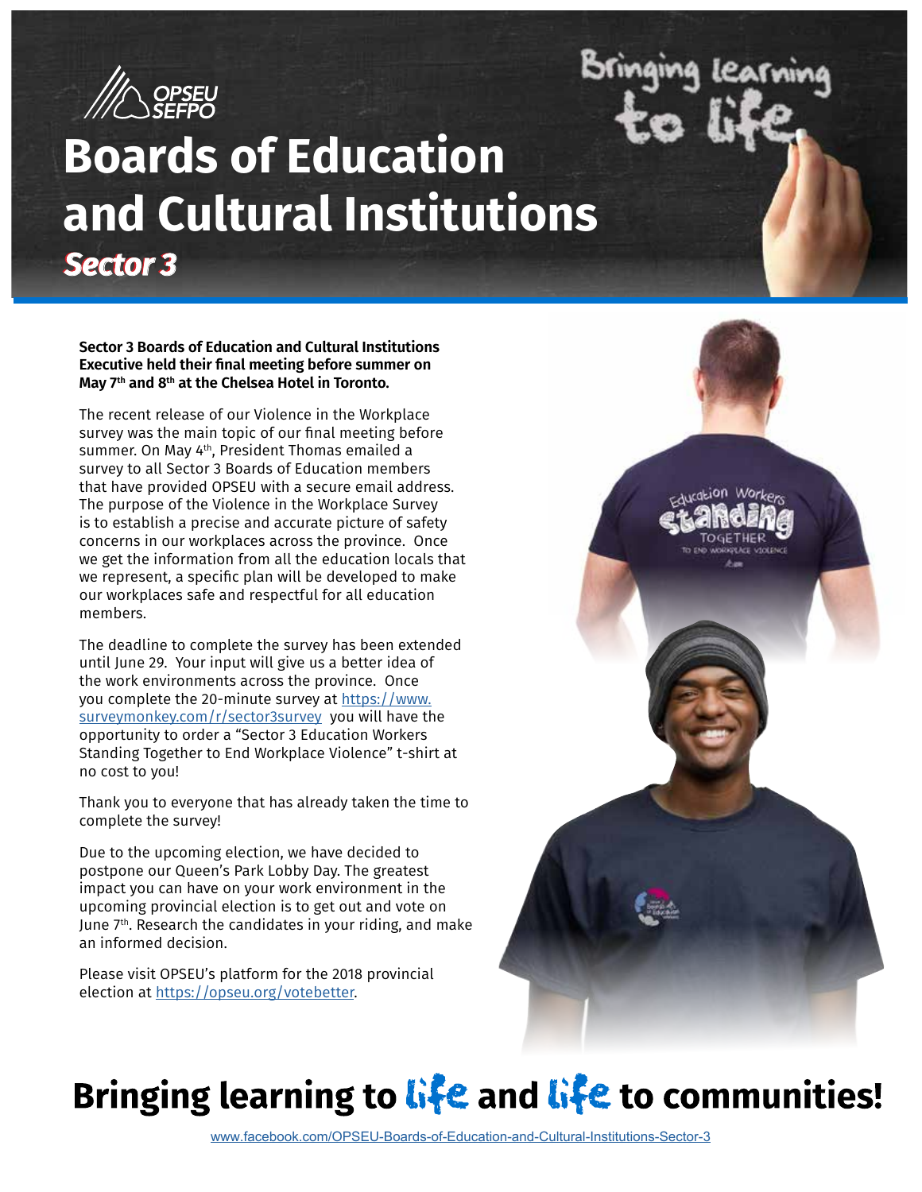OPSEU SEFPO

# Boards of Education and Cultural Institutions

## Sector 3

Bringing learning to life

**Sector 3 Boards of Education and Cultural Institutions Executive held their final meeting before summer on May 7th and 8th at the Chelsea Hotel in Toronto.**

The recent release of our Violence in the Workplace survey was the main topic of our final meeting before summer. On May 4th, President Thomas emailed a survey to all Sector 3 Boards of Education members that have provided OPSEU with a secure email address. The purpose of the Violence in the Workplace Survey is to establish a precise and accurate picture of safety concerns in our workplaces across the province. Once we get the information from all the education locals that we represent, a specific plan will be developed to make our workplaces safe and respectful for all education members.

The deadline to complete the survey has been extended until June 29. Your input will give us a better idea of the work environments across the province. Once you complete the 20-minute survey at https://www.surveymonkey.com/r/sector3survey you will have the opportunity to order a "Sector 3 Education Workers Standing Together to End Workplace Violence" t-shirt at no cost to you!

Thank you to everyone that has already taken the time to complete the survey!

Due to the upcoming election, we have decided to postpone our Queen's Park Lobby Day. The greatest impact you can have on your work environment in the upcoming provincial election is to get out and vote on June 7th. Research the candidates in your riding, and make an informed decision.

Please visit OPSEU's platform for the 2018 provincial election at https://opseu.org/votebetter.

# Bringing learning to life and life to communities!

www.facebook.com/OPSEU-Boards-of-Education-and-Cultural-Institutions-Sector-3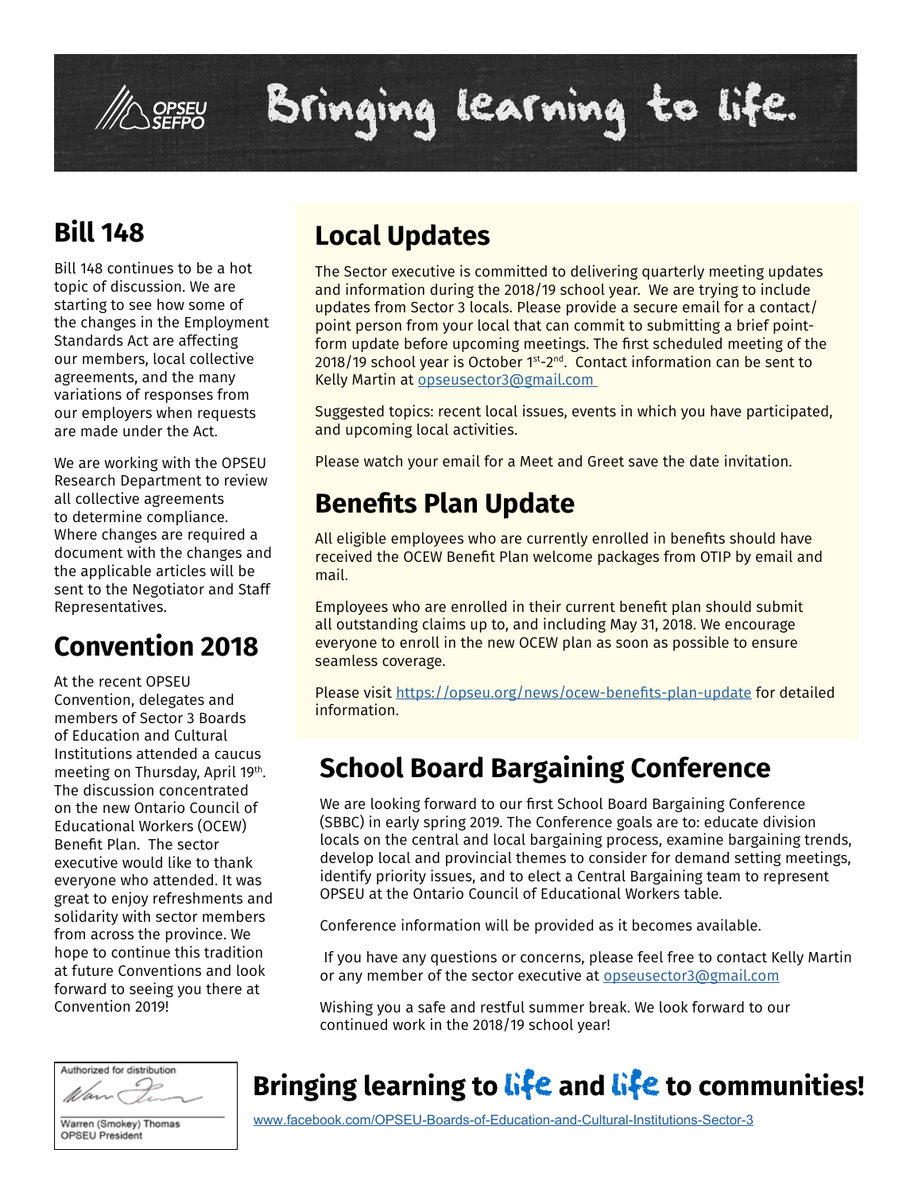# Bringing learning to life.

## Bill 148

Bill 148 continues to be a hot topic of discussion. We are starting to see how some of the changes in the Employment Standards Act are affecting our members, local collective agreements, and the many variations of responses from our employers when requests are made under the Act.

We are working with the OPSEU Research Department to review all collective agreements to determine compliance. Where changes are required a document with the changes and the applicable articles will be sent to the Negotiator and Staff Representatives.

## Convention 2018

At the recent OPSEU Convention, delegates and members of Sector 3 Boards of Education and Cultural Institutions attended a caucus meeting on Thursday, April 19th. The discussion concentrated on the new Ontario Council of Educational Workers (OCEW) Benefit Plan. The sector executive would like to thank everyone who attended. It was great to enjoy refreshments and solidarity with sector members from across the province. We hope to continue this tradition at future Conventions and look forward to seeing you there at Convention 2019!

## Local Updates

The Sector executive is committed to delivering quarterly meeting updates and information during the 2018/19 school year. We are trying to include updates from Sector 3 locals. Please provide a secure email for a contact/point person from your local that can commit to submitting a brief point-form update before upcoming meetings. The first scheduled meeting of the 2018/19 school year is October 1st-2nd. Contact information can be sent to Kelly Martin at opseusector3@gmail.com

Suggested topics: recent local issues, events in which you have participated, and upcoming local activities.

Please watch your email for a Meet and Greet save the date invitation.

## Benefits Plan Update

All eligible employees who are currently enrolled in benefits should have received the OCEW Benefit Plan welcome packages from OTIP by email and mail.

Employees who are enrolled in their current benefit plan should submit all outstanding claims up to, and including May 31, 2018. We encourage everyone to enroll in the new OCEW plan as soon as possible to ensure seamless coverage.

Please visit https://opseu.org/news/ocew-benefits-plan-update for detailed information.

## School Board Bargaining Conference

We are looking forward to our first School Board Bargaining Conference (SBBC) in early spring 2019. The Conference goals are to: educate division locals on the central and local bargaining process, examine bargaining trends, develop local and provincial themes to consider for demand setting meetings, identify priority issues, and to elect a Central Bargaining team to represent OPSEU at the Ontario Council of Educational Workers table.

Conference information will be provided as it becomes available.

If you have any questions or concerns, please feel free to contact Kelly Martin or any member of the sector executive at opseusector3@gmail.com

Wishing you a safe and restful summer break. We look forward to our continued work in the 2018/19 school year!

Authorized for distribution

Warren (Smokey) Thomas
OPSEU President

**Bringing learning to life and life to communities!**

www.facebook.com/OPSEU-Boards-of-Education-and-Cultural-Institutions-Sector-3